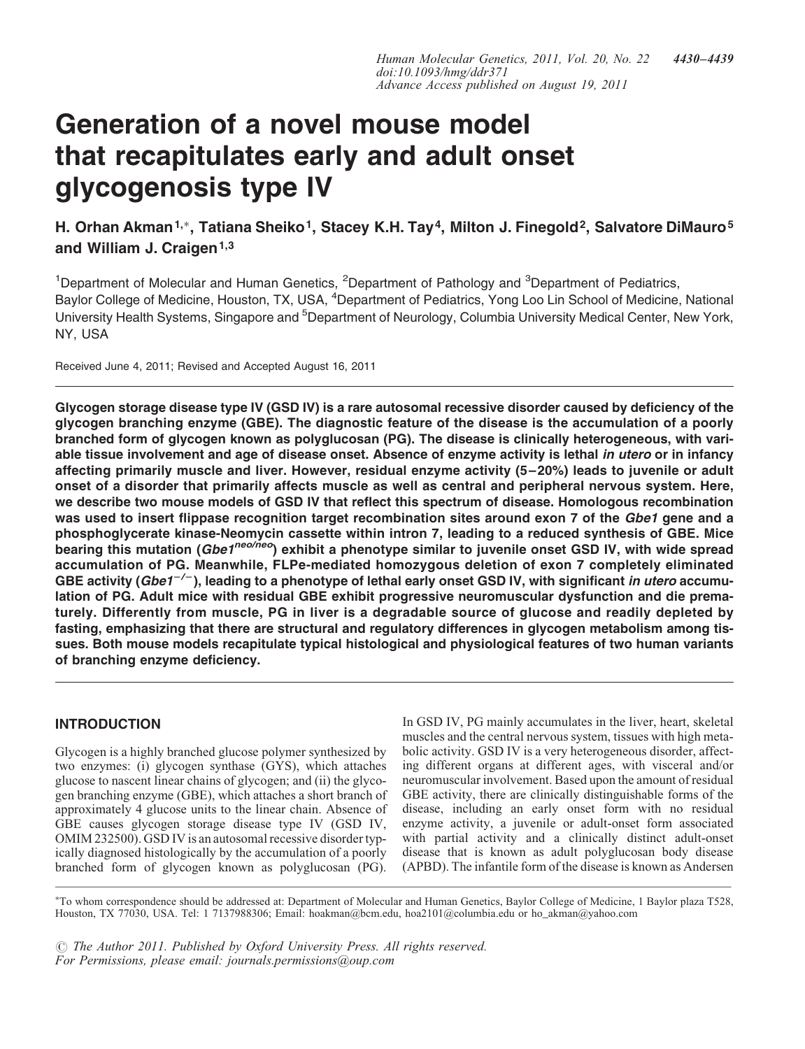# Generation of a novel mouse model that recapitulates early and adult onset glycogenosis type IV

H. Orhan Akman[1,*], Tatiana Sheiko[1], Stacey K.H. Tay[4], Milton J. Finegold[2], Salvatore DiMauro[5] and William J. Craigen[1,3]

[1]Department of Molecular and Human Genetics, [2]Department of Pathology and [3]Department of Pediatrics, Baylor College of Medicine, Houston, TX, USA, [4]Department of Pediatrics, Yong Loo Lin School of Medicine, National University Health Systems, Singapore and [5]Department of Neurology, Columbia University Medical Center, New York, NY, USA

Received June 4, 2011; Revised and Accepted August 16, 2011

**Glycogen storage disease type IV (GSD IV) is a rare autosomal recessive disorder caused by deficiency of the glycogen branching enzyme (GBE). The diagnostic feature of the disease is the accumulation of a poorly branched form of glycogen known as polyglucosan (PG). The disease is clinically heterogeneous, with variable tissue involvement and age of disease onset. Absence of enzyme activity is lethal *in utero* or in infancy affecting primarily muscle and liver. However, residual enzyme activity (5–20%) leads to juvenile or adult onset of a disorder that primarily affects muscle as well as central and peripheral nervous system. Here, we describe two mouse models of GSD IV that reflect this spectrum of disease. Homologous recombination was used to insert flippase recognition target recombination sites around exon 7 of the *Gbe1* gene and a phosphoglycerate kinase-Neomycin cassette within intron 7, leading to a reduced synthesis of GBE. Mice bearing this mutation (*Gbe1*$^{neo/neo}$) exhibit a phenotype similar to juvenile onset GSD IV, with wide spread accumulation of PG. Meanwhile, FLPe-mediated homozygous deletion of exon 7 completely eliminated GBE activity (*Gbe1*$^{-/-}$), leading to a phenotype of lethal early onset GSD IV, with significant *in utero* accumulation of PG. Adult mice with residual GBE exhibit progressive neuromuscular dysfunction and die prematurely. Differently from muscle, PG in liver is a degradable source of glucose and readily depleted by fasting, emphasizing that there are structural and regulatory differences in glycogen metabolism among tissues. Both mouse models recapitulate typical histological and physiological features of two human variants of branching enzyme deficiency.**

## INTRODUCTION

Glycogen is a highly branched glucose polymer synthesized by two enzymes: (i) glycogen synthase (GYS), which attaches glucose to nascent linear chains of glycogen; and (ii) the glycogen branching enzyme (GBE), which attaches a short branch of approximately 4 glucose units to the linear chain. Absence of GBE causes glycogen storage disease type IV (GSD IV, OMIM 232500). GSD IV is an autosomal recessive disorder typically diagnosed histologically by the accumulation of a poorly branched form of glycogen known as polyglucosan (PG). In GSD IV, PG mainly accumulates in the liver, heart, skeletal muscles and the central nervous system, tissues with high metabolic activity. GSD IV is a very heterogeneous disorder, affecting different organs at different ages, with visceral and/or neuromuscular involvement. Based upon the amount of residual GBE activity, there are clinically distinguishable forms of the disease, including an early onset form with no residual enzyme activity, a juvenile or adult-onset form associated with partial activity and a clinically distinct adult-onset disease that is known as adult polyglucosan body disease (APBD). The infantile form of the disease is known as Andersen

*To whom correspondence should be addressed at: Department of Molecular and Human Genetics, Baylor College of Medicine, 1 Baylor plaza T528, Houston, TX 77030, USA. Tel: 1 7137988306; Email: hoakman@bcm.edu, hoa2101@columbia.edu or ho_akman@yahoo.com

© The Author 2011. Published by Oxford University Press. All rights reserved. For Permissions, please email: journals.permissions@oup.com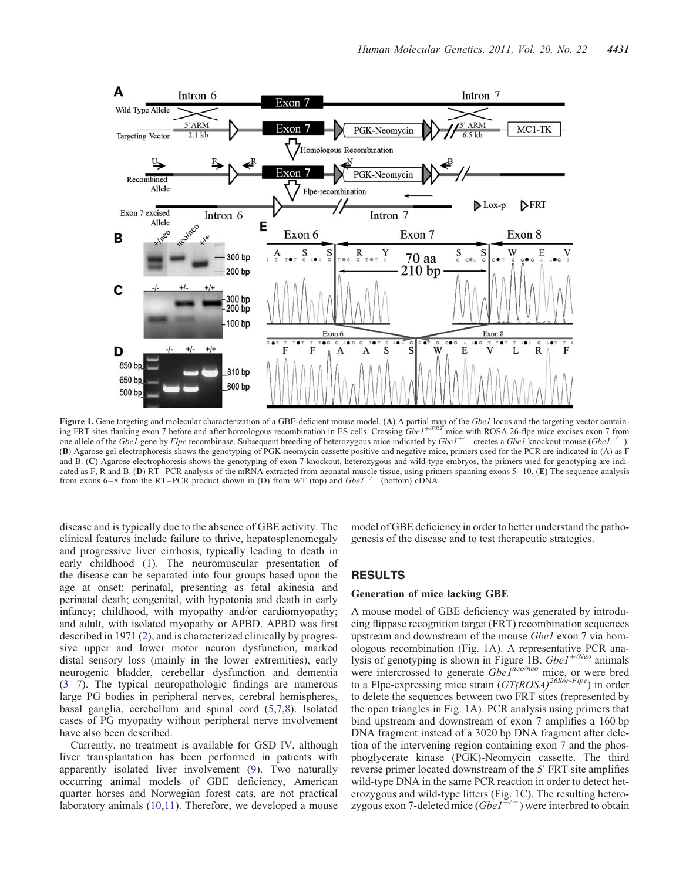**Figure 1.** Gene targeting and molecular characterization of a GBE-deficient mouse model. (**A**) A partial map of the *Gbe1* locus and the targeting vector containing FRT sites flanking exon 7 before and after homologous recombination in ES cells. Crossing $Gbe1^{+/FRT}$ mice with ROSA 26-flpe mice excises exon 7 from one allele of the *Gbe1* gene by *Flpe* recombinase. Subsequent breeding of heterozygous mice indicated by $Gbe1^{+/-}$ creates a *Gbe1* knockout mouse ($Gbe1^{-/-}$). (**B**) Agarose gel electrophoresis shows the genotyping of PGK-neomycin cassette positive and negative mice, primers used for the PCR are indicated in (A) as F and B. (**C**) Agarose electrophoresis shows the genotyping of exon 7 knockout, heterozygous and wild-type embryos, the primers used for genotyping are indicated as F, R and B. (**D**) RT–PCR analysis of the mRNA extracted from neonatal muscle tissue, using primers spanning exons 5–10. (**E**) The sequence analysis from exons 6–8 from the RT–PCR product shown in (D) from WT (top) and $Gbe1^{-/-}$ (bottom) cDNA.

disease and is typically due to the absence of GBE activity. The clinical features include failure to thrive, hepatosplenomegaly and progressive liver cirrhosis, typically leading to death in early childhood (1). The neuromuscular presentation of the disease can be separated into four groups based upon the age at onset: perinatal, presenting as fetal akinesia and perinatal death; congenital, with hypotonia and death in early infancy; childhood, with myopathy and/or cardiomyopathy; and adult, with isolated myopathy or APBD. APBD was first described in 1971 (2), and is characterized clinically by progressive upper and lower motor neuron dysfunction, marked distal sensory loss (mainly in the lower extremities), early neurogenic bladder, cerebellar dysfunction and dementia (3–7). The typical neuropathologic findings are numerous large PG bodies in peripheral nerves, cerebral hemispheres, basal ganglia, cerebellum and spinal cord (5,7,8). Isolated cases of PG myopathy without peripheral nerve involvement have also been described.

Currently, no treatment is available for GSD IV, although liver transplantation has been performed in patients with apparently isolated liver involvement (9). Two naturally occurring animal models of GBE deficiency, American quarter horses and Norwegian forest cats, are not practical laboratory animals (10,11). Therefore, we developed a mouse model of GBE deficiency in order to better understand the pathogenesis of the disease and to test therapeutic strategies.

## RESULTS

### Generation of mice lacking GBE

A mouse model of GBE deficiency was generated by introducing flippase recognition target (FRT) recombination sequences upstream and downstream of the mouse *Gbe1* exon 7 via homologous recombination (Fig. 1A). A representative PCR analysis of genotyping is shown in Figure 1B. $Gbe1^{+/Neo}$ animals were intercrossed to generate $Gbe1^{neo/neo}$ mice, or were bred to a Flpe-expressing mice strain ($GT(ROSA)^{26Sor\text{-}Flpe}$) in order to delete the sequences between two FRT sites (represented by the open triangles in Fig. 1A). PCR analysis using primers that bind upstream and downstream of exon 7 amplifies a 160 bp DNA fragment instead of a 3020 bp DNA fragment after deletion of the intervening region containing exon 7 and the phosphoglycerate kinase (PGK)-Neomycin cassette. The third reverse primer located downstream of the 5′ FRT site amplifies wild-type DNA in the same PCR reaction in order to detect heterozygous and wild-type litters (Fig. 1C). The resulting heterozygous exon 7-deleted mice ($Gbe1^{+/-}$) were interbred to obtain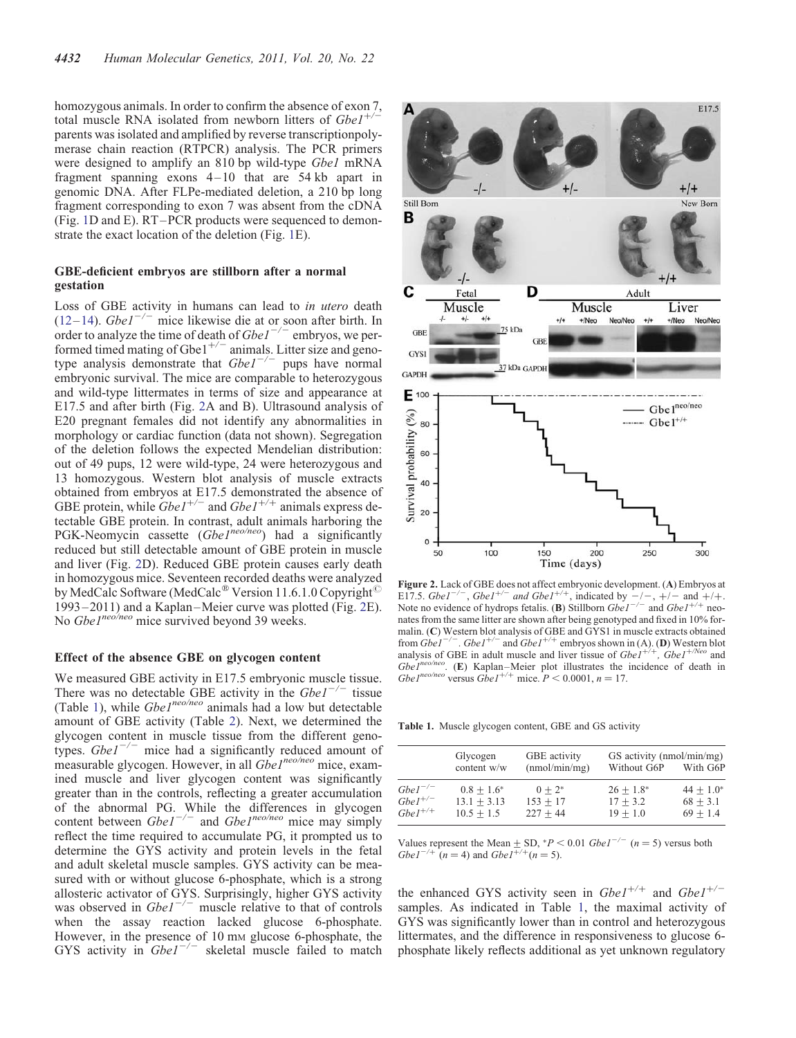homozygous animals. In order to confirm the absence of exon 7, total muscle RNA isolated from newborn litters of *Gbe1*$^{+/-}$ parents was isolated and amplified by reverse transcriptionpolymerase chain reaction (RTPCR) analysis. The PCR primers were designed to amplify an 810 bp wild-type *Gbe1* mRNA fragment spanning exons 4–10 that are 54 kb apart in genomic DNA. After FLPe-mediated deletion, a 210 bp long fragment corresponding to exon 7 was absent from the cDNA (Fig. 1D and E). RT–PCR products were sequenced to demonstrate the exact location of the deletion (Fig. 1E).

### GBE-deficient embryos are stillborn after a normal gestation

Loss of GBE activity in humans can lead to *in utero* death (12–14). *Gbe1*$^{-/-}$ mice likewise die at or soon after birth. In order to analyze the time of death of *Gbe1*$^{-/-}$ embryos, we performed timed mating of Gbe1$^{+/-}$ animals. Litter size and genotype analysis demonstrate that *Gbe1*$^{-/-}$ pups have normal embryonic survival. The mice are comparable to heterozygous and wild-type littermates in terms of size and appearance at E17.5 and after birth (Fig. 2A and B). Ultrasound analysis of E20 pregnant females did not identify any abnormalities in morphology or cardiac function (data not shown). Segregation of the deletion follows the expected Mendelian distribution: out of 49 pups, 12 were wild-type, 24 were heterozygous and 13 homozygous. Western blot analysis of muscle extracts obtained from embryos at E17.5 demonstrated the absence of GBE protein, while *Gbe1*$^{+/-}$ and *Gbe1*$^{+/+}$ animals express detectable GBE protein. In contrast, adult animals harboring the PGK-Neomycin cassette (*Gbe1*$^{neo/neo}$) had a significantly reduced but still detectable amount of GBE protein in muscle and liver (Fig. 2D). Reduced GBE protein causes early death in homozygous mice. Seventeen recorded deaths were analyzed by MedCalc Software (MedCalc® Version 11.6.1.0 Copyright© 1993–2011) and a Kaplan–Meier curve was plotted (Fig. 2E). No *Gbe1*$^{neo/neo}$ mice survived beyond 39 weeks.

### Effect of the absence GBE on glycogen content

We measured GBE activity in E17.5 embryonic muscle tissue. There was no detectable GBE activity in the *Gbe1*$^{-/-}$ tissue (Table 1), while *Gbe1*$^{neo/neo}$ animals had a low but detectable amount of GBE activity (Table 2). Next, we determined the glycogen content in muscle tissue from the different genotypes. *Gbe1*$^{-/-}$ mice had a significantly reduced amount of measurable glycogen. However, in all *Gbe1*$^{neo/neo}$ mice, examined muscle and liver glycogen content was significantly greater than in the controls, reflecting a greater accumulation of the abnormal PG. While the differences in glycogen content between *Gbe1*$^{-/-}$ and *Gbe1*$^{neo/neo}$ mice may simply reflect the time required to accumulate PG, it prompted us to determine the GYS activity and protein levels in the fetal and adult skeletal muscle samples. GYS activity can be measured with or without glucose 6-phosphate, which is a strong allosteric activator of GYS. Surprisingly, higher GYS activity was observed in *Gbe1*$^{-/-}$ muscle relative to that of controls when the assay reaction lacked glucose 6-phosphate. However, in the presence of 10 mM glucose 6-phosphate, the GYS activity in *Gbe1*$^{-/-}$ skeletal muscle failed to match the enhanced GYS activity seen in *Gbe1*$^{+/+}$ and *Gbe1*$^{+/-}$ samples. As indicated in Table 1, the maximal activity of GYS was significantly lower than in control and heterozygous littermates, and the difference in responsiveness to glucose 6-phosphate likely reflects additional as yet unknown regulatory

**Figure 2.** Lack of GBE does not affect embryonic development. (**A**) Embryos at E17.5. *Gbe1*$^{-/-}$, *Gbe1*$^{+/-}$ *and Gbe1*$^{+/+}$, indicated by −/−, +/− and +/+. Note no evidence of hydrops fetalis. (**B**) Stillborn *Gbe1*$^{-/-}$ and *Gbe1*$^{+/+}$ neonates from the same litter are shown after being genotyped and fixed in 10% formalin. (**C**) Western blot analysis of GBE and GYS1 in muscle extracts obtained from *Gbe1*$^{-/-}$. *Gbe1*$^{+/-}$ and *Gbe1*$^{+/+}$ embryos shown in (A). (**D**) Western blot analysis of GBE in adult muscle and liver tissue of *Gbe1*$^{+/+}$, *Gbe1*$^{+/Neo}$ and *Gbe1*$^{neo/neo}$. (**E**) Kaplan–Meier plot illustrates the incidence of death in *Gbe1*$^{neo/neo}$ versus *Gbe1*$^{+/+}$ mice. $P < 0.0001$, $n = 17$.

**Table 1.** Muscle glycogen content, GBE and GS activity

| | Glycogen content w/w | GBE activity (nmol/min/mg) | GS activity (nmol/min/mg) Without G6P | With G6P |
|---|---|---|---|---|
| *Gbe1*$^{-/-}$ | 0.8 ± 1.6* | 0 ± 2* | 26 ± 1.8* | 44 ± 1.0* |
| *Gbe1*$^{+/-}$ | 13.1 ± 3.13 | 153 ± 17 | 17 ± 3.2 | 68 ± 3.1 |
| *Gbe1*$^{+/+}$ | 10.5 ± 1.5 | 227 ± 44 | 19 ± 1.0 | 69 ± 1.4 |

Values represent the Mean ± SD, *$P < 0.01$ *Gbe1*$^{-/-}$ ($n = 5$) versus both *Gbe1*$^{-/+}$ ($n = 4$) and *Gbe1*$^{+/+}$($n = 5$).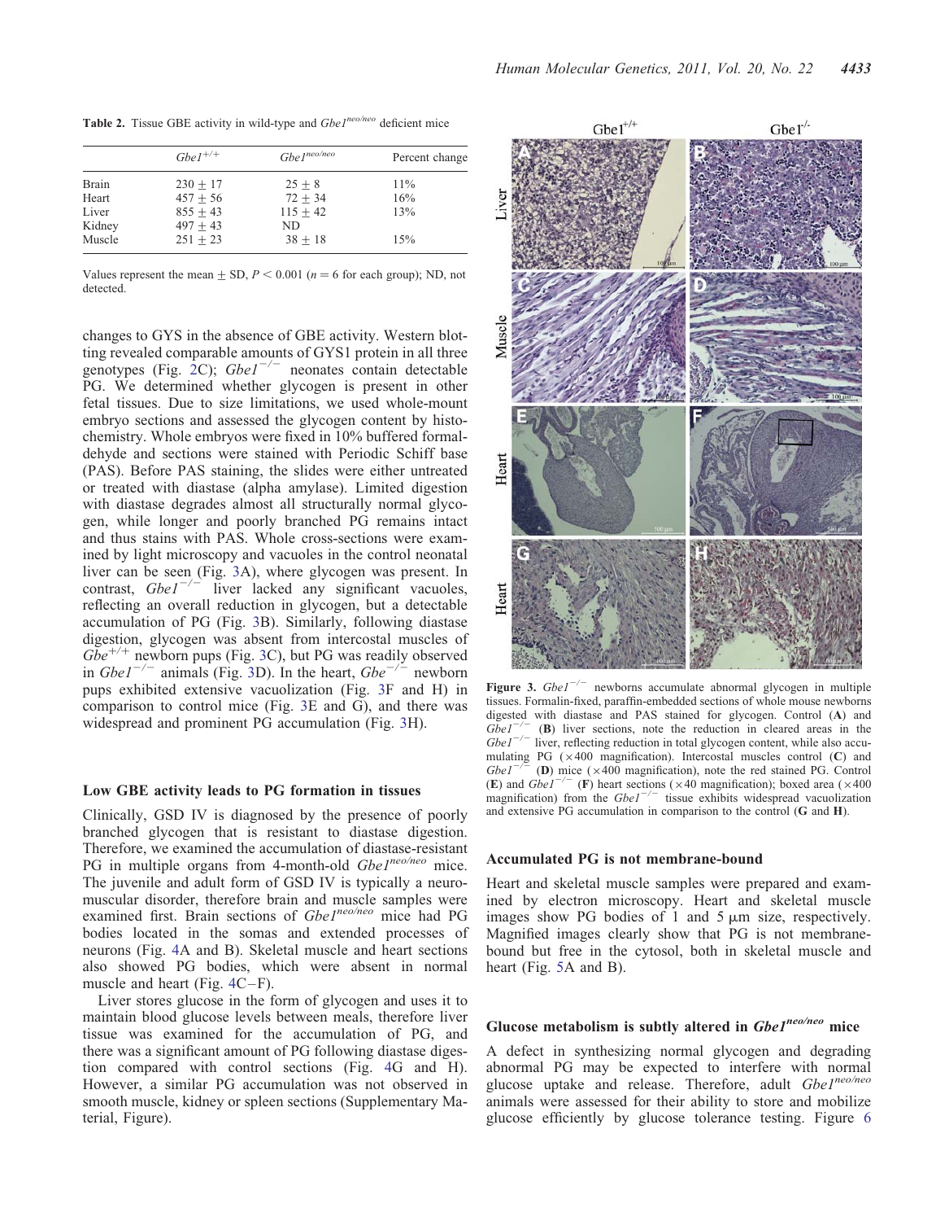**Table 2.** Tissue GBE activity in wild-type and *Gbe1*$^{neo/neo}$ deficient mice

| | *Gbe1*$^{+/+}$ | *Gbe1*$^{neo/neo}$ | Percent change |
|---|---|---|---|
| Brain | $230 \pm 17$ | $25 \pm 8$ | 11% |
| Heart | $457 \pm 56$ | $72 \pm 34$ | 16% |
| Liver | $855 \pm 43$ | $115 \pm 42$ | 13% |
| Kidney | $497 \pm 43$ | ND | |
| Muscle | $251 \pm 23$ | $38 \pm 18$ | 15% |

Values represent the mean $\pm$ SD, $P < 0.001$ ($n = 6$ for each group); ND, not detected.

changes to GYS in the absence of GBE activity. Western blotting revealed comparable amounts of GYS1 protein in all three genotypes (Fig. 2C); *Gbe1*$^{-/-}$ neonates contain detectable PG. We determined whether glycogen is present in other fetal tissues. Due to size limitations, we used whole-mount embryo sections and assessed the glycogen content by histochemistry. Whole embryos were fixed in 10% buffered formaldehyde and sections were stained with Periodic Schiff base (PAS). Before PAS staining, the slides were either untreated or treated with diastase (alpha amylase). Limited digestion with diastase degrades almost all structurally normal glycogen, while longer and poorly branched PG remains intact and thus stains with PAS. Whole cross-sections were examined by light microscopy and vacuoles in the control neonatal liver can be seen (Fig. 3A), where glycogen was present. In contrast, *Gbe1*$^{-/-}$ liver lacked any significant vacuoles, reflecting an overall reduction in glycogen, but a detectable accumulation of PG (Fig. 3B). Similarly, following diastase digestion, glycogen was absent from intercostal muscles of *Gbe*$^{+/+}$ newborn pups (Fig. 3C), but PG was readily observed in *Gbe1*$^{-/-}$ animals (Fig. 3D). In the heart, *Gbe*$^{-/-}$ newborn pups exhibited extensive vacuolization (Fig. 3F and H) in comparison to control mice (Fig. 3E and G), and there was widespread and prominent PG accumulation (Fig. 3H).

**Figure 3.** *Gbe1*$^{-/-}$ newborns accumulate abnormal glycogen in multiple tissues. Formalin-fixed, paraffin-embedded sections of whole mouse newborns digested with diastase and PAS stained for glycogen. Control (**A**) and *Gbe1*$^{-/-}$ (**B**) liver sections, note the reduction in cleared areas in the *Gbe1*$^{-/-}$ liver, reflecting reduction in total glycogen content, while also accumulating PG ($\times$400 magnification). Intercostal muscles control (**C**) and *Gbe1*$^{-/-}$ (**D**) mice ($\times$400 magnification), note the red stained PG. Control (**E**) and *Gbe1*$^{-/-}$ (**F**) heart sections ($\times$40 magnification); boxed area ($\times$400 magnification) from the *Gbe1*$^{-/-}$ tissue exhibits widespread vacuolization and extensive PG accumulation in comparison to the control (**G** and **H**).

### Low GBE activity leads to PG formation in tissues

Clinically, GSD IV is diagnosed by the presence of poorly branched glycogen that is resistant to diastase digestion. Therefore, we examined the accumulation of diastase-resistant PG in multiple organs from 4-month-old *Gbe1*$^{neo/neo}$ mice. The juvenile and adult form of GSD IV is typically a neuromuscular disorder, therefore brain and muscle samples were examined first. Brain sections of *Gbe1*$^{neo/neo}$ mice had PG bodies located in the somas and extended processes of neurons (Fig. 4A and B). Skeletal muscle and heart sections also showed PG bodies, which were absent in normal muscle and heart (Fig. 4C–F).

Liver stores glucose in the form of glycogen and uses it to maintain blood glucose levels between meals, therefore liver tissue was examined for the accumulation of PG, and there was a significant amount of PG following diastase digestion compared with control sections (Fig. 4G and H). However, a similar PG accumulation was not observed in smooth muscle, kidney or spleen sections (Supplementary Material, Figure).

### Accumulated PG is not membrane-bound

Heart and skeletal muscle samples were prepared and examined by electron microscopy. Heart and skeletal muscle images show PG bodies of 1 and 5 μm size, respectively. Magnified images clearly show that PG is not membrane-bound but free in the cytosol, both in skeletal muscle and heart (Fig. 5A and B).

### Glucose metabolism is subtly altered in *Gbe1*$^{neo/neo}$ mice

A defect in synthesizing normal glycogen and degrading abnormal PG may be expected to interfere with normal glucose uptake and release. Therefore, adult *Gbe1*$^{neo/neo}$ animals were assessed for their ability to store and mobilize glucose efficiently by glucose tolerance testing. Figure 6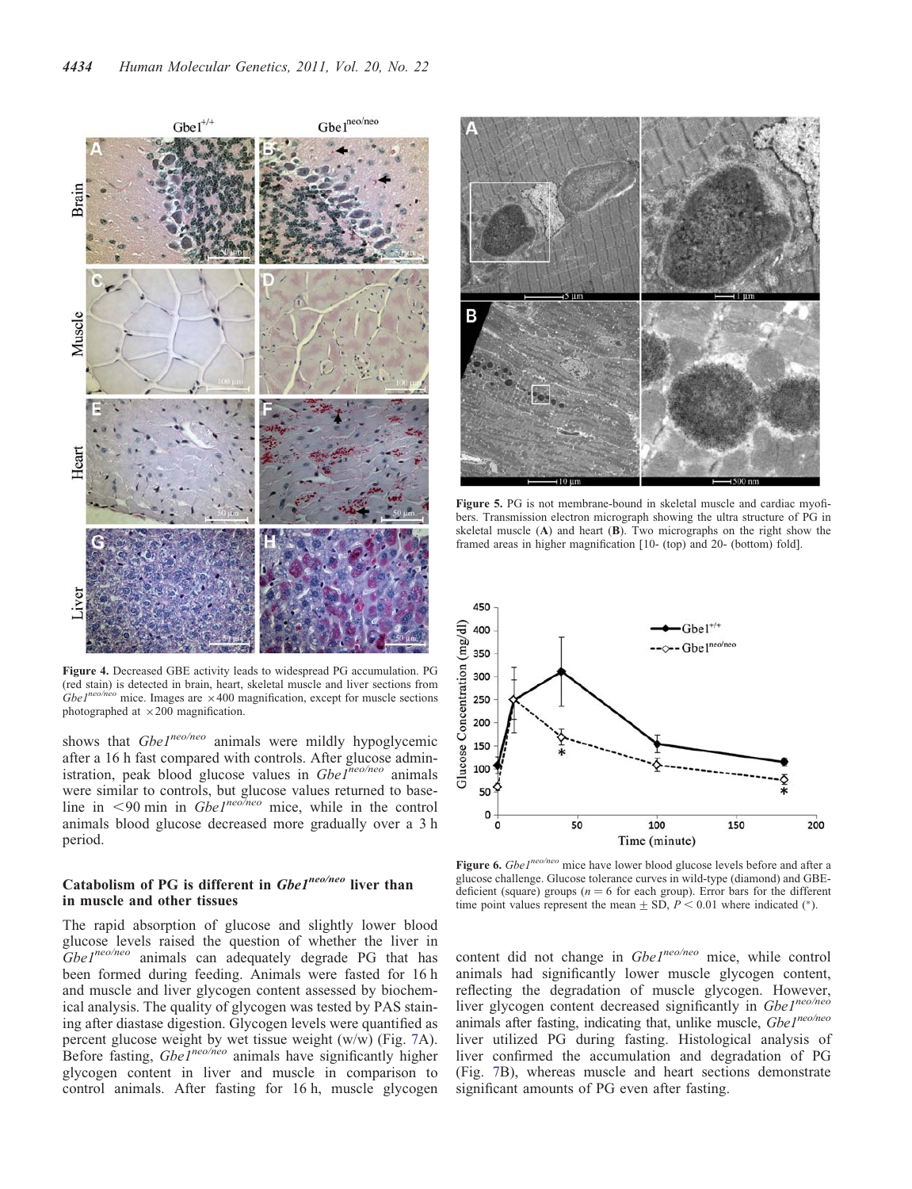Figure 4. Decreased GBE activity leads to widespread PG accumulation. PG (red stain) is detected in brain, heart, skeletal muscle and liver sections from *Gbe1*$^{neo/neo}$ mice. Images are ×400 magnification, except for muscle sections photographed at ×200 magnification.

shows that *Gbe1*$^{neo/neo}$ animals were mildly hypoglycemic after a 16 h fast compared with controls. After glucose administration, peak blood glucose values in *Gbe1*$^{neo/neo}$ animals were similar to controls, but glucose values returned to baseline in <90 min in *Gbe1*$^{neo/neo}$ mice, while in the control animals blood glucose decreased more gradually over a 3 h period.

### Catabolism of PG is different in *Gbe1*$^{neo/neo}$ liver than in muscle and other tissues

The rapid absorption of glucose and slightly lower blood glucose levels raised the question of whether the liver in *Gbe1*$^{neo/neo}$ animals can adequately degrade PG that has been formed during feeding. Animals were fasted for 16 h and muscle and liver glycogen content assessed by biochemical analysis. The quality of glycogen was tested by PAS staining after diastase digestion. Glycogen levels were quantified as percent glucose weight by wet tissue weight (w/w) (Fig. 7A). Before fasting, *Gbe1*$^{neo/neo}$ animals have significantly higher glycogen content in liver and muscle in comparison to control animals. After fasting for 16 h, muscle glycogen content did not change in *Gbe1*$^{neo/neo}$ mice, while control animals had significantly lower muscle glycogen content, reflecting the degradation of muscle glycogen. However, liver glycogen content decreased significantly in *Gbe1*$^{neo/neo}$ animals after fasting, indicating that, unlike muscle, *Gbe1*$^{neo/neo}$ liver utilized PG during fasting. Histological analysis of liver confirmed the accumulation and degradation of PG (Fig. 7B), whereas muscle and heart sections demonstrate significant amounts of PG even after fasting.

Figure 5. PG is not membrane-bound in skeletal muscle and cardiac myofibers. Transmission electron micrograph showing the ultra structure of PG in skeletal muscle (**A**) and heart (**B**). Two micrographs on the right show the framed areas in higher magnification [10- (top) and 20- (bottom) fold].

Figure 6. *Gbe1*$^{neo/neo}$ mice have lower blood glucose levels before and after a glucose challenge. Glucose tolerance curves in wild-type (diamond) and GBE-deficient (square) groups ($n = 6$ for each group). Error bars for the different time point values represent the mean ± SD, $P < 0.01$ where indicated (*).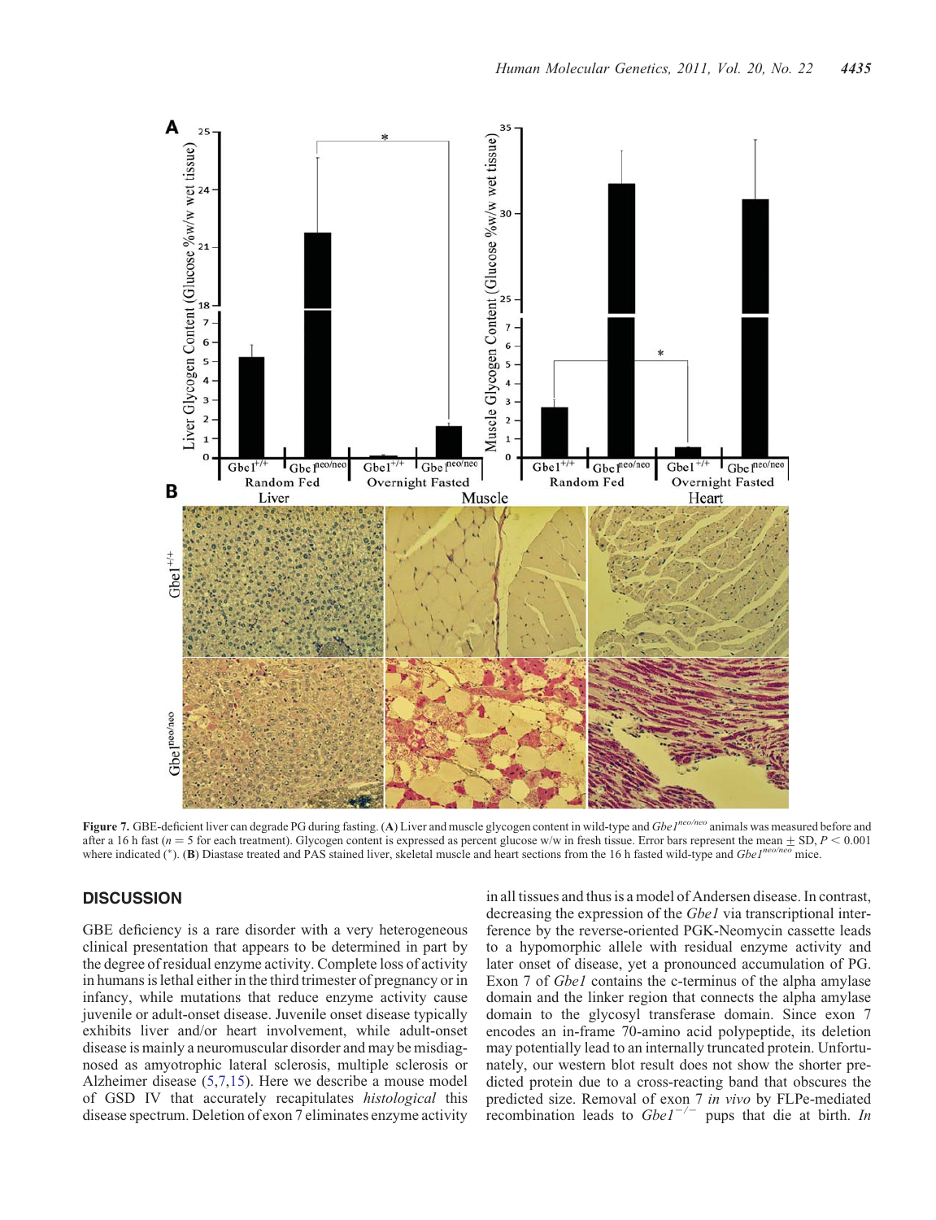**Figure 7.** GBE-deficient liver can degrade PG during fasting. (**A**) Liver and muscle glycogen content in wild-type and *Gbe1*$^{neo/neo}$ animals was measured before and after a 16 h fast ($n = 5$ for each treatment). Glycogen content is expressed as percent glucose w/w in fresh tissue. Error bars represent the mean ± SD, $P < 0.001$ where indicated (*). (**B**) Diastase treated and PAS stained liver, skeletal muscle and heart sections from the 16 h fasted wild-type and *Gbe1*$^{neo/neo}$ mice.

## DISCUSSION

GBE deficiency is a rare disorder with a very heterogeneous clinical presentation that appears to be determined in part by the degree of residual enzyme activity. Complete loss of activity in humans is lethal either in the third trimester of pregnancy or in infancy, while mutations that reduce enzyme activity cause juvenile or adult-onset disease. Juvenile onset disease typically exhibits liver and/or heart involvement, while adult-onset disease is mainly a neuromuscular disorder and may be misdiagnosed as amyotrophic lateral sclerosis, multiple sclerosis or Alzheimer disease (5,7,15). Here we describe a mouse model of GSD IV that accurately recapitulates *histological* this disease spectrum. Deletion of exon 7 eliminates enzyme activity in all tissues and thus is a model of Andersen disease. In contrast, decreasing the expression of the *Gbe1* via transcriptional interference by the reverse-oriented PGK-Neomycin cassette leads to a hypomorphic allele with residual enzyme activity and later onset of disease, yet a pronounced accumulation of PG. Exon 7 of *Gbe1* contains the c-terminus of the alpha amylase domain and the linker region that connects the alpha amylase domain to the glycosyl transferase domain. Since exon 7 encodes an in-frame 70-amino acid polypeptide, its deletion may potentially lead to an internally truncated protein. Unfortunately, our western blot result does not show the shorter predicted protein due to a cross-reacting band that obscures the predicted size. Removal of exon 7 *in vivo* by FLPe-mediated recombination leads to *Gbe1*$^{-/-}$ pups that die at birth. *In*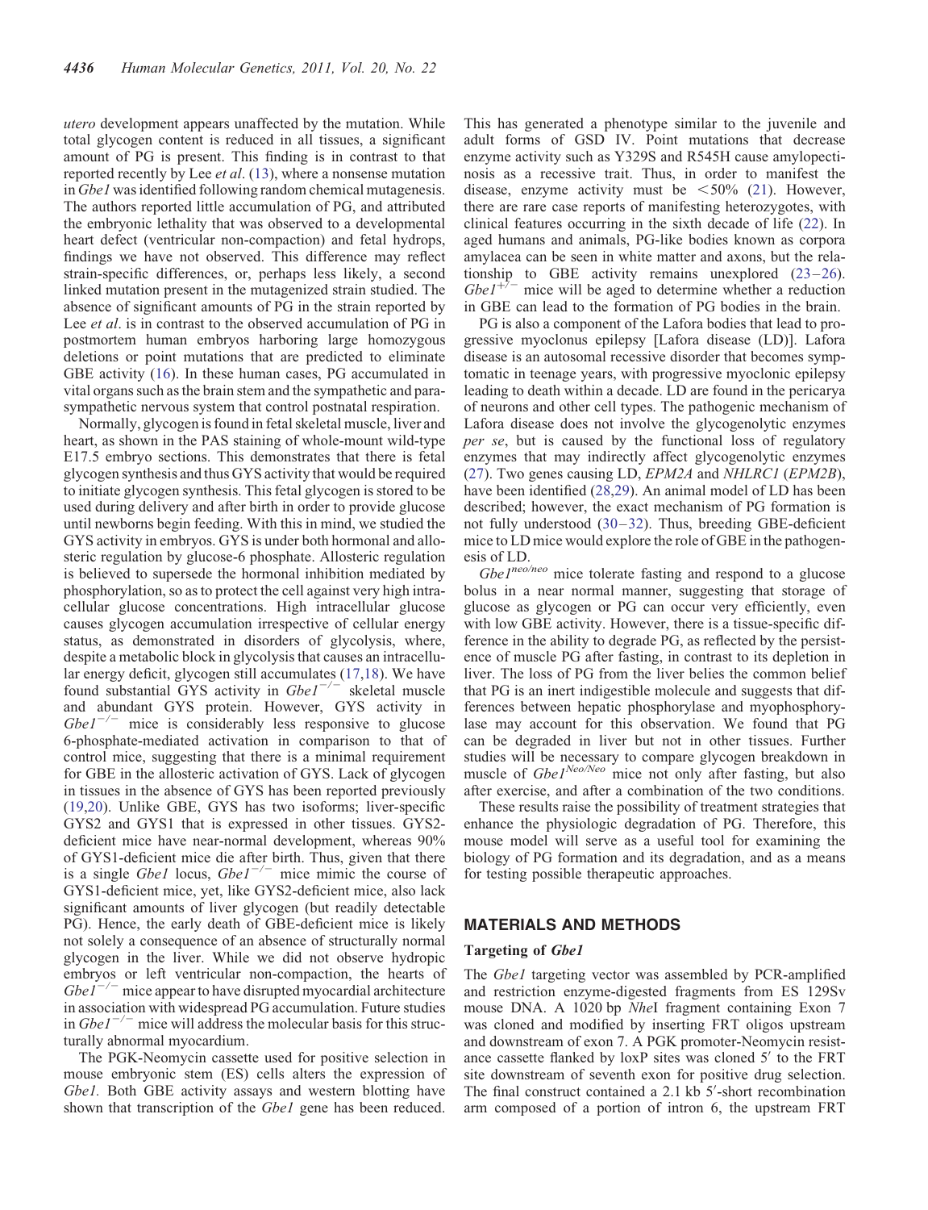*utero* development appears unaffected by the mutation. While total glycogen content is reduced in all tissues, a significant amount of PG is present. This finding is in contrast to that reported recently by Lee *et al*. (13), where a nonsense mutation in *Gbe1* was identified following random chemical mutagenesis. The authors reported little accumulation of PG, and attributed the embryonic lethality that was observed to a developmental heart defect (ventricular non-compaction) and fetal hydrops, findings we have not observed. This difference may reflect strain-specific differences, or, perhaps less likely, a second linked mutation present in the mutagenized strain studied. The absence of significant amounts of PG in the strain reported by Lee *et al*. is in contrast to the observed accumulation of PG in postmortem human embryos harboring large homozygous deletions or point mutations that are predicted to eliminate GBE activity (16). In these human cases, PG accumulated in vital organs such as the brain stem and the sympathetic and parasympathetic nervous system that control postnatal respiration.

Normally, glycogen is found in fetal skeletal muscle, liver and heart, as shown in the PAS staining of whole-mount wild-type E17.5 embryo sections. This demonstrates that there is fetal glycogen synthesis and thus GYS activity that would be required to initiate glycogen synthesis. This fetal glycogen is stored to be used during delivery and after birth in order to provide glucose until newborns begin feeding. With this in mind, we studied the GYS activity in embryos. GYS is under both hormonal and allosteric regulation by glucose-6 phosphate. Allosteric regulation is believed to supersede the hormonal inhibition mediated by phosphorylation, so as to protect the cell against very high intracellular glucose concentrations. High intracellular glucose causes glycogen accumulation irrespective of cellular energy status, as demonstrated in disorders of glycolysis, where, despite a metabolic block in glycolysis that causes an intracellular energy deficit, glycogen still accumulates (17,18). We have found substantial GYS activity in $Gbe1^{-/-}$ skeletal muscle and abundant GYS protein. However, GYS activity in $Gbe1^{-/-}$ mice is considerably less responsive to glucose 6-phosphate-mediated activation in comparison to that of control mice, suggesting that there is a minimal requirement for GBE in the allosteric activation of GYS. Lack of glycogen in tissues in the absence of GYS has been reported previously (19,20). Unlike GBE, GYS has two isoforms; liver-specific GYS2 and GYS1 that is expressed in other tissues. GYS2-deficient mice have near-normal development, whereas 90% of GYS1-deficient mice die after birth. Thus, given that there is a single *Gbe1* locus, $Gbe1^{-/-}$ mice mimic the course of GYS1-deficient mice, yet, like GYS2-deficient mice, also lack significant amounts of liver glycogen (but readily detectable PG). Hence, the early death of GBE-deficient mice is likely not solely a consequence of an absence of structurally normal glycogen in the liver. While we did not observe hydropic embryos or left ventricular non-compaction, the hearts of $Gbe1^{-/-}$ mice appear to have disrupted myocardial architecture in association with widespread PG accumulation. Future studies in $Gbe1^{-/-}$ mice will address the molecular basis for this structurally abnormal myocardium.

The PGK-Neomycin cassette used for positive selection in mouse embryonic stem (ES) cells alters the expression of *Gbe1*. Both GBE activity assays and western blotting have shown that transcription of the *Gbe1* gene has been reduced. This has generated a phenotype similar to the juvenile and adult forms of GSD IV. Point mutations that decrease enzyme activity such as Y329S and R545H cause amylopectinosis as a recessive trait. Thus, in order to manifest the disease, enzyme activity must be <50% (21). However, there are rare case reports of manifesting heterozygotes, with clinical features occurring in the sixth decade of life (22). In aged humans and animals, PG-like bodies known as corpora amylacea can be seen in white matter and axons, but the relationship to GBE activity remains unexplored (23–26). $Gbe1^{+/-}$ mice will be aged to determine whether a reduction in GBE can lead to the formation of PG bodies in the brain.

PG is also a component of the Lafora bodies that lead to progressive myoclonus epilepsy [Lafora disease (LD)]. Lafora disease is an autosomal recessive disorder that becomes symptomatic in teenage years, with progressive myoclonic epilepsy leading to death within a decade. LD are found in the pericarya of neurons and other cell types. The pathogenic mechanism of Lafora disease does not involve the glycogenolytic enzymes *per se*, but is caused by the functional loss of regulatory enzymes that may indirectly affect glycogenolytic enzymes (27). Two genes causing LD, *EPM2A* and *NHLRC1* (*EPM2B*), have been identified (28,29). An animal model of LD has been described; however, the exact mechanism of PG formation is not fully understood (30–32). Thus, breeding GBE-deficient mice to LD mice would explore the role of GBE in the pathogenesis of LD.

$Gbe1^{neo/neo}$ mice tolerate fasting and respond to a glucose bolus in a near normal manner, suggesting that storage of glucose as glycogen or PG can occur very efficiently, even with low GBE activity. However, there is a tissue-specific difference in the ability to degrade PG, as reflected by the persistence of muscle PG after fasting, in contrast to its depletion in liver. The loss of PG from the liver belies the common belief that PG is an inert indigestible molecule and suggests that differences between hepatic phosphorylase and myophosphorylase may account for this observation. We found that PG can be degraded in liver but not in other tissues. Further studies will be necessary to compare glycogen breakdown in muscle of $Gbe1^{Neo/Neo}$ mice not only after fasting, but also after exercise, and after a combination of the two conditions.

These results raise the possibility of treatment strategies that enhance the physiologic degradation of PG. Therefore, this mouse model will serve as a useful tool for examining the biology of PG formation and its degradation, and as a means for testing possible therapeutic approaches.

## MATERIALS AND METHODS

### Targeting of *Gbe1*

The *Gbe1* targeting vector was assembled by PCR-amplified and restriction enzyme-digested fragments from ES 129Sv mouse DNA. A 1020 bp *Nhe*I fragment containing Exon 7 was cloned and modified by inserting FRT oligos upstream and downstream of exon 7. A PGK promoter-Neomycin resistance cassette flanked by loxP sites was cloned 5′ to the FRT site downstream of seventh exon for positive drug selection. The final construct contained a 2.1 kb 5′-short recombination arm composed of a portion of intron 6, the upstream FRT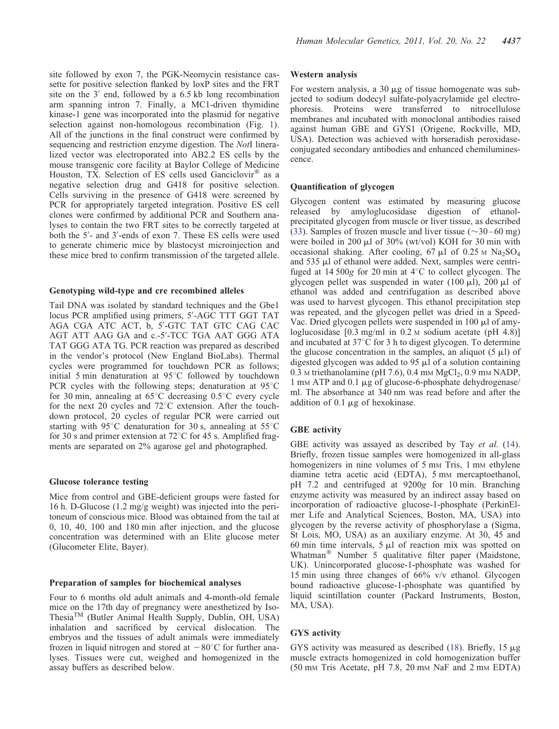site followed by exon 7, the PGK-Neomycin resistance cassette for positive selection flanked by loxP sites and the FRT site on the 3′ end, followed by a 6.5 kb long recombination arm spanning intron 7. Finally, a MC1-driven thymidine kinase-1 gene was incorporated into the plasmid for negative selection against non-homologous recombination (Fig. 1). All of the junctions in the final construct were confirmed by sequencing and restriction enzyme digestion. The *Not*I linearalized vector was electroporated into AB2.2 ES cells by the mouse transgenic core facility at Baylor College of Medicine Houston, TX. Selection of ES cells used Ganciclovir® as a negative selection drug and G418 for positive selection. Cells surviving in the presence of G418 were screened by PCR for appropriately targeted integration. Positive ES cell clones were confirmed by additional PCR and Southern analyses to contain the two FRT sites to be correctly targeted at both the 5′- and 3′-ends of exon 7. These ES cells were used to generate chimeric mice by blastocyst microinjection and these mice bred to confirm transmission of the targeted allele.

### Genotyping wild-type and cre recombined alleles

Tail DNA was isolated by standard techniques and the Gbe1 locus PCR amplified using primers, 5′-AGC TTT GGT TAT AGA CGA ATC ACT, b, 5′-GTC TAT GTC CAG CAC AGT ATT AAG GA and c.-5′-TCC TGA AAT GGG ATA TAT GGG ATA TG. PCR reaction was prepared as described in the vendor's protocol (New England BioLabs). Thermal cycles were programmed for touchdown PCR as follows; initial 5 min denaturation at 95°C followed by touchdown PCR cycles with the following steps; denaturation at 95°C for 30 min, annealing at 65°C decreasing 0.5°C every cycle for the next 20 cycles and 72°C extension. After the touchdown protocol, 20 cycles of regular PCR were carried out starting with 95°C denaturation for 30 s, annealing at 55°C for 30 s and primer extension at 72°C for 45 s. Amplified fragments are separated on 2% agarose gel and photographed.

### Glucose tolerance testing

Mice from control and GBE-deficient groups were fasted for 16 h. D-Glucose (1.2 mg/g weight) was injected into the peritoneum of conscious mice. Blood was obtained from the tail at 0, 10, 40, 100 and 180 min after injection, and the glucose concentration was determined with an Elite glucose meter (Glucometer Elite, Bayer).

### Preparation of samples for biochemical analyses

Four to 6 months old adult animals and 4-month-old female mice on the 17th day of pregnancy were anesthetized by Iso-Thesia™ (Butler Animal Health Supply, Dublin, OH, USA) inhalation and sacrificed by cervical dislocation. The embryos and the tissues of adult animals were immediately frozen in liquid nitrogen and stored at −80°C for further analyses. Tissues were cut, weighed and homogenized in the assay buffers as described below.

### Western analysis

For western analysis, a 30 μg of tissue homogenate was subjected to sodium dodecyl sulfate-polyacrylamide gel electrophoresis. Proteins were transferred to nitrocellulose membranes and incubated with monoclonal antibodies raised against human GBE and GYS1 (Origene, Rockville, MD, USA). Detection was achieved with horseradish peroxidase-conjugated secondary antibodies and enhanced chemiluminescence.

### Quantification of glycogen

Glycogen content was estimated by measuring glucose released by amyloglucosidase digestion of ethanol-precipitated glycogen from muscle or liver tissue, as described (33). Samples of frozen muscle and liver tissue (~30–60 mg) were boiled in 200 μl of 30% (wt/vol) KOH for 30 min with occasional shaking. After cooling, 67 μl of 0.25 M $Na_2SO_4$ and 535 μl of ethanol were added. Next, samples were centrifuged at 14 500*g* for 20 min at 4°C to collect glycogen. The glycogen pellet was suspended in water (100 μl), 200 μl of ethanol was added and centrifugation as described above was used to harvest glycogen. This ethanol precipitation step was repeated, and the glycogen pellet was dried in a Speed-Vac. Dried glycogen pellets were suspended in 100 μl of amyloglucosidase [0.3 mg/ml in 0.2 M sodium acetate (pH 4.8)] and incubated at 37°C for 3 h to digest glycogen. To determine the glucose concentration in the samples, an aliquot (5 μl) of digested glycogen was added to 95 μl of a solution containing 0.3 M triethanolamine (pH 7.6), 0.4 mM $MgCl_2$, 0.9 mM NADP, 1 mM ATP and 0.1 μg of glucose-6-phosphate dehydrogenase/ml. The absorbance at 340 nm was read before and after the addition of 0.1 μg of hexokinase.

### GBE activity

GBE activity was assayed as described by Tay *et al.* (14). Briefly, frozen tissue samples were homogenized in all-glass homogenizers in nine volumes of 5 mM Tris, 1 mM ethylene diamine tetra acetic acid (EDTA), 5 mM mercaptoethanol, pH 7.2 and centrifuged at 9200*g* for 10 min. Branching enzyme activity was measured by an indirect assay based on incorporation of radioactive glucose-1-phosphate (PerkinElmer Life and Analytical Sciences, Boston, MA, USA) into glycogen by the reverse activity of phosphorylase a (Sigma, St Lois, MO, USA) as an auxiliary enzyme. At 30, 45 and 60 min time intervals, 5 μl of reaction mix was spotted on Whatman® Number 5 qualitative filter paper (Maidstone, UK). Unincorporated glucose-1-phosphate was washed for 15 min using three changes of 66% v/v ethanol. Glycogen bound radioactive glucose-1-phosphate was quantified by liquid scintillation counter (Packard Instruments, Boston, MA, USA).

### GYS activity

GYS activity was measured as described (18). Briefly, 15 μg muscle extracts homogenized in cold homogenization buffer (50 mM Tris Acetate, pH 7.8, 20 mM NaF and 2 mM EDTA)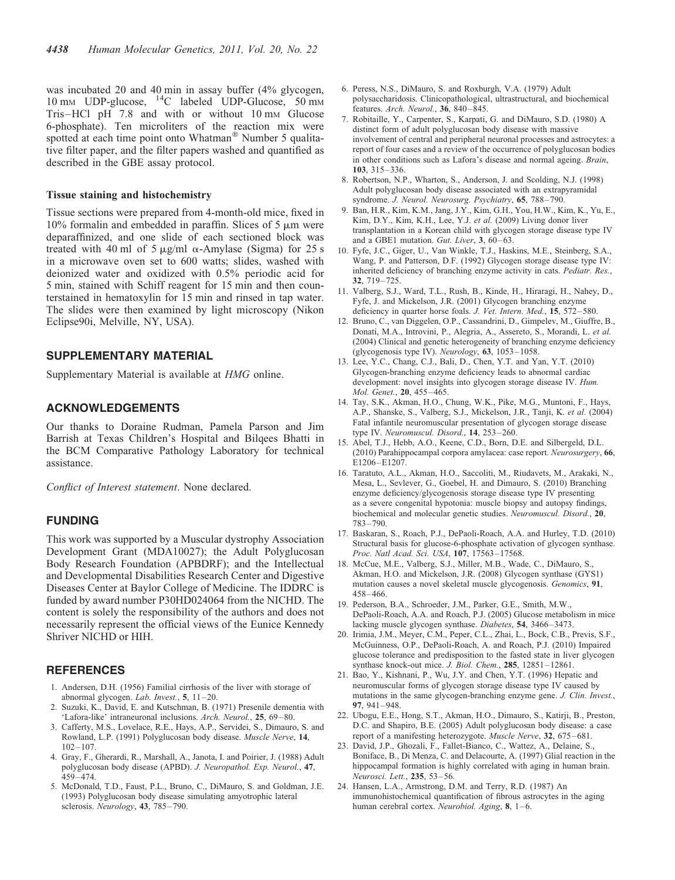was incubated 20 and 40 min in assay buffer (4% glycogen, 10 mM UDP-glucose, $^{14}$C labeled UDP-Glucose, 50 mM Tris–HCl pH 7.8 and with or without 10 mM Glucose 6-phosphate). Ten microliters of the reaction mix were spotted at each time point onto Whatman® Number 5 qualitative filter paper, and the filter papers washed and quantified as described in the GBE assay protocol.

### Tissue staining and histochemistry

Tissue sections were prepared from 4-month-old mice, fixed in 10% formalin and embedded in paraffin. Slices of 5 μm were deparaffinized, and one slide of each sectioned block was treated with 40 ml of 5 μg/ml α-Amylase (Sigma) for 25 s in a microwave oven set to 600 watts; slides, washed with deionized water and oxidized with 0.5% periodic acid for 5 min, stained with Schiff reagent for 15 min and then counterstained in hematoxylin for 15 min and rinsed in tap water. The slides were then examined by light microscopy (Nikon Eclipse90i, Melville, NY, USA).

## SUPPLEMENTARY MATERIAL

Supplementary Material is available at *HMG* online.

## ACKNOWLEDGEMENTS

Our thanks to Doraine Rudman, Pamela Parson and Jim Barrish at Texas Children's Hospital and Bilqees Bhatti in the BCM Comparative Pathology Laboratory for technical assistance.

*Conflict of Interest statement*. None declared.

## FUNDING

This work was supported by a Muscular dystrophy Association Development Grant (MDA10027); the Adult Polyglucosan Body Research Foundation (APBDRF); and the Intellectual and Developmental Disabilities Research Center and Digestive Diseases Center at Baylor College of Medicine. The IDDRC is funded by award number P30HD024064 from the NICHD. The content is solely the responsibility of the authors and does not necessarily represent the official views of the Eunice Kennedy Shriver NICHD or HIH.

## REFERENCES

1. Andersen, D.H. (1956) Familial cirrhosis of the liver with storage of abnormal glycogen. *Lab. Invest.*, **5**, 11–20.
2. Suzuki, K., David, E. and Kutschman, B. (1971) Presenile dementia with 'Lafora-like' intraneuronal inclusions. *Arch. Neurol.*, **25**, 69–80.
3. Cafferty, M.S., Lovelace, R.E., Hays, A.P., Servidei, S., Dimauro, S. and Rowland, L.P. (1991) Polyglucosan body disease. *Muscle Nerve*, **14**, 102–107.
4. Gray, F., Gherardi, R., Marshall, A., Janota, I. and Poirier, J. (1988) Adult polyglucosan body disease (APBD). *J. Neuropathol. Exp. Neurol.*, **47**, 459–474.
5. McDonald, T.D., Faust, P.L., Bruno, C., DiMauro, S. and Goldman, J.E. (1993) Polyglucosan body disease simulating amyotrophic lateral sclerosis. *Neurology*, **43**, 785–790.
6. Peress, N.S., DiMauro, S. and Roxburgh, V.A. (1979) Adult polysaccharidosis. Clinicopathological, ultrastructural, and biochemical features. *Arch. Neurol.*, **36**, 840–845.
7. Robitaille, Y., Carpenter, S., Karpati, G. and DiMauro, S.D. (1980) A distinct form of adult polyglucosan body disease with massive involvement of central and peripheral neuronal processes and astrocytes: a report of four cases and a review of the occurrence of polyglucosan bodies in other conditions such as Lafora's disease and normal ageing. *Brain*, **103**, 315–336.
8. Robertson, N.P., Wharton, S., Anderson, J. and Scolding, N.J. (1998) Adult polyglucosan body disease associated with an extrapyramidal syndrome. *J. Neurol. Neurosurg. Psychiatry*, **65**, 788–790.
9. Ban, H.R., Kim, K.M., Jang, J.Y., Kim, G.H., You, H.W., Kim, K., Yu, E., Kim, D.Y., Kim, K.H., Lee, Y.J. *et al.* (2009) Living donor liver transplantation in a Korean child with glycogen storage disease type IV and a GBE1 mutation. *Gut. Liver*, **3**, 60–63.
10. Fyfe, J.C., Giger, U., Van Winkle, T.J., Haskins, M.E., Steinberg, S.A., Wang, P. and Patterson, D.F. (1992) Glycogen storage disease type IV: inherited deficiency of branching enzyme activity in cats. *Pediatr. Res.*, **32**, 719–725.
11. Valberg, S.J., Ward, T.L., Rush, B., Kinde, H., Hiraragi, H., Nahey, D., Fyfe, J. and Mickelson, J.R. (2001) Glycogen branching enzyme deficiency in quarter horse foals. *J. Vet. Intern. Med.*, **15**, 572–580.
12. Bruno, C., van Diggelen, O.P., Cassandrini, D., Gimpelev, M., Giuffre, B., Donati, M.A., Introvini, P., Alegria, A., Assereto, S., Morandi, L. *et al.* (2004) Clinical and genetic heterogeneity of branching enzyme deficiency (glycogenosis type IV). *Neurology*, **63**, 1053–1058.
13. Lee, Y.C., Chang, C.J., Bali, D., Chen, Y.T. and Yan, Y.T. (2010) Glycogen-branching enzyme deficiency leads to abnormal cardiac development: novel insights into glycogen storage disease IV. *Hum. Mol. Genet.*, **20**, 455–465.
14. Tay, S.K., Akman, H.O., Chung, W.K., Pike, M.G., Muntoni, F., Hays, A.P., Shanske, S., Valberg, S.J., Mickelson, J.R., Tanji, K. *et al.* (2004) Fatal infantile neuromuscular presentation of glycogen storage disease type IV. *Neuromuscul. Disord.*, **14**, 253–260.
15. Abel, T.J., Hebb, A.O., Keene, C.D., Born, D.E. and Silbergeld, D.L. (2010) Parahippocampal corpora amylacea: case report. *Neurosurgery*, **66**, E1206–E1207.
16. Taratuto, A.L., Akman, H.O., Saccoliti, M., Riudavets, M., Arakaki, N., Mesa, L., Sevlever, G., Goebel, H. and Dimauro, S. (2010) Branching enzyme deficiency/glycogenosis storage disease type IV presenting as a severe congenital hypotonia: muscle biopsy and autopsy findings, biochemical and molecular genetic studies. *Neuromuscul. Disord.*, **20**, 783–790.
17. Baskaran, S., Roach, P.J., DePaoli-Roach, A.A. and Hurley, T.D. (2010) Structural basis for glucose-6-phosphate activation of glycogen synthase. *Proc. Natl Acad. Sci. USA*, **107**, 17563–17568.
18. McCue, M.E., Valberg, S.J., Miller, M.B., Wade, C., DiMauro, S., Akman, H.O. and Mickelson, J.R. (2008) Glycogen synthase (GYS1) mutation causes a novel skeletal muscle glycogenosis. *Genomics*, **91**, 458–466.
19. Pederson, B.A., Schroeder, J.M., Parker, G.E., Smith, M.W., DePaoli-Roach, A.A. and Roach, P.J. (2005) Glucose metabolism in mice lacking muscle glycogen synthase. *Diabetes*, **54**, 3466–3473.
20. Irimia, J.M., Meyer, C.M., Peper, C.L., Zhai, L., Bock, C.B., Previs, S.F., McGuinness, O.P., DePaoli-Roach, A. and Roach, P.J. (2010) Impaired glucose tolerance and predisposition to the fasted state in liver glycogen synthase knock-out mice. *J. Biol. Chem.*, **285**, 12851–12861.
21. Bao, Y., Kishnani, P., Wu, J.Y. and Chen, Y.T. (1996) Hepatic and neuromuscular forms of glycogen storage disease type IV caused by mutations in the same glycogen-branching enzyme gene. *J. Clin. Invest.*, **97**, 941–948.
22. Ubogu, E.E., Hong, S.T., Akman, H.O., Dimauro, S., Katirji, B., Preston, D.C. and Shapiro, B.E. (2005) Adult polyglucosan body disease: a case report of a manifesting heterozygote. *Muscle Nerve*, **32**, 675–681.
23. David, J.P., Ghozali, F., Fallet-Bianco, C., Wattez, A., Delaine, S., Boniface, B., Di Menza, C. and Delacourte, A. (1997) Glial reaction in the hippocampal formation is highly correlated with aging in human brain. *Neurosci. Lett.*, **235**, 53–56.
24. Hansen, L.A., Armstrong, D.M. and Terry, R.D. (1987) An immunohistochemical quantification of fibrous astrocytes in the aging human cerebral cortex. *Neurobiol. Aging*, **8**, 1–6.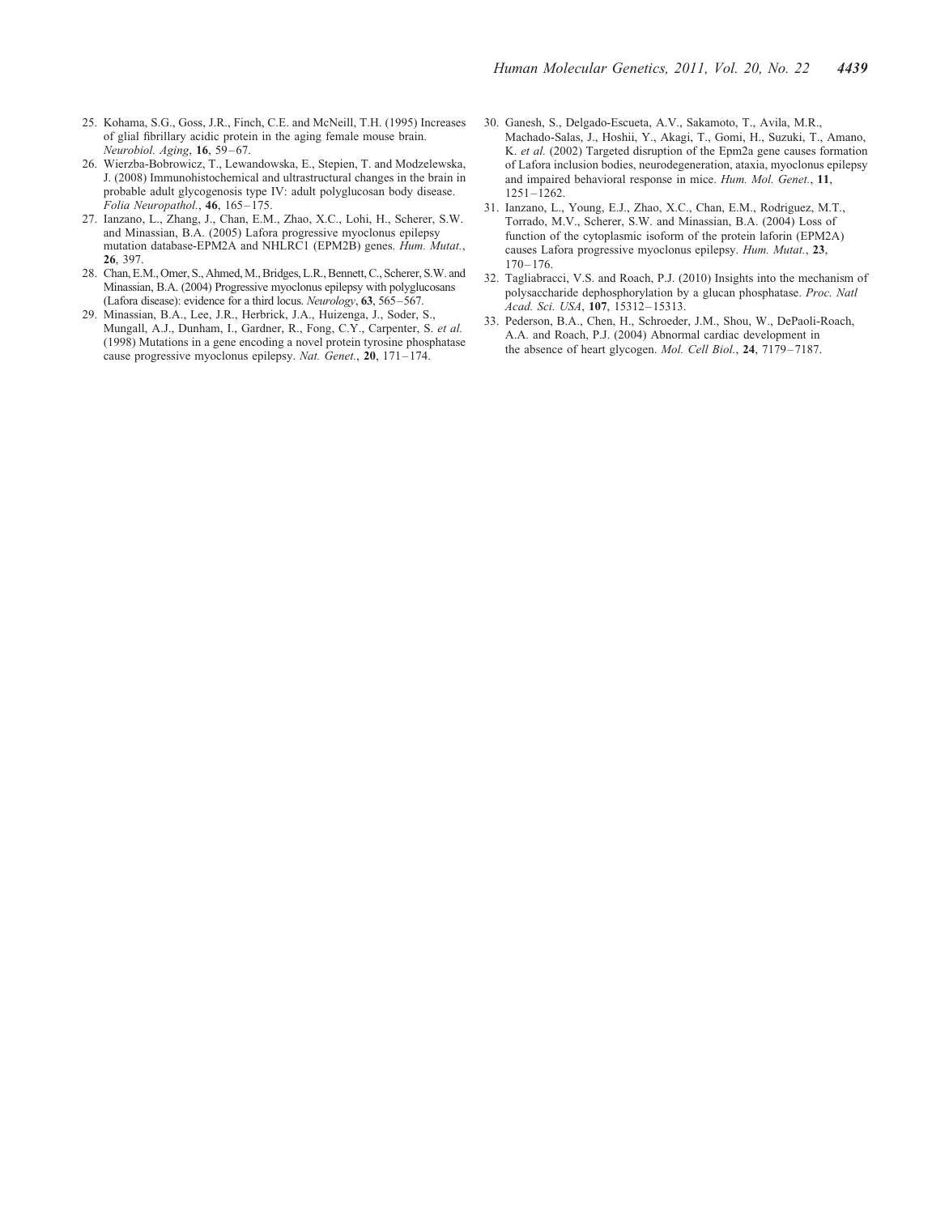25. Kohama, S.G., Goss, J.R., Finch, C.E. and McNeill, T.H. (1995) Increases of glial fibrillary acidic protein in the aging female mouse brain. *Neurobiol. Aging*, **16**, 59–67.
26. Wierzba-Bobrowicz, T., Lewandowska, E., Stepien, T. and Modzelewska, J. (2008) Immunohistochemical and ultrastructural changes in the brain in probable adult glycogenosis type IV: adult polyglucosan body disease. *Folia Neuropathol.*, **46**, 165–175.
27. Ianzano, L., Zhang, J., Chan, E.M., Zhao, X.C., Lohi, H., Scherer, S.W. and Minassian, B.A. (2005) Lafora progressive myoclonus epilepsy mutation database-EPM2A and NHLRC1 (EPM2B) genes. *Hum. Mutat.*, **26**, 397.
28. Chan, E.M., Omer, S., Ahmed, M., Bridges, L.R., Bennett, C., Scherer, S.W. and Minassian, B.A. (2004) Progressive myoclonus epilepsy with polyglucosans (Lafora disease): evidence for a third locus. *Neurology*, **63**, 565–567.
29. Minassian, B.A., Lee, J.R., Herbrick, J.A., Huizenga, J., Soder, S., Mungall, A.J., Dunham, I., Gardner, R., Fong, C.Y., Carpenter, S. *et al.* (1998) Mutations in a gene encoding a novel protein tyrosine phosphatase cause progressive myoclonus epilepsy. *Nat. Genet.*, **20**, 171–174.
30. Ganesh, S., Delgado-Escueta, A.V., Sakamoto, T., Avila, M.R., Machado-Salas, J., Hoshii, Y., Akagi, T., Gomi, H., Suzuki, T., Amano, K. *et al.* (2002) Targeted disruption of the Epm2a gene causes formation of Lafora inclusion bodies, neurodegeneration, ataxia, myoclonus epilepsy and impaired behavioral response in mice. *Hum. Mol. Genet.*, **11**, 1251–1262.
31. Ianzano, L., Young, E.J., Zhao, X.C., Chan, E.M., Rodriguez, M.T., Torrado, M.V., Scherer, S.W. and Minassian, B.A. (2004) Loss of function of the cytoplasmic isoform of the protein laforin (EPM2A) causes Lafora progressive myoclonus epilepsy. *Hum. Mutat.*, **23**, 170–176.
32. Tagliabracci, V.S. and Roach, P.J. (2010) Insights into the mechanism of polysaccharide dephosphorylation by a glucan phosphatase. *Proc. Natl Acad. Sci. USA*, **107**, 15312–15313.
33. Pederson, B.A., Chen, H., Schroeder, J.M., Shou, W., DePaoli-Roach, A.A. and Roach, P.J. (2004) Abnormal cardiac development in the absence of heart glycogen. *Mol. Cell Biol.*, **24**, 7179–7187.